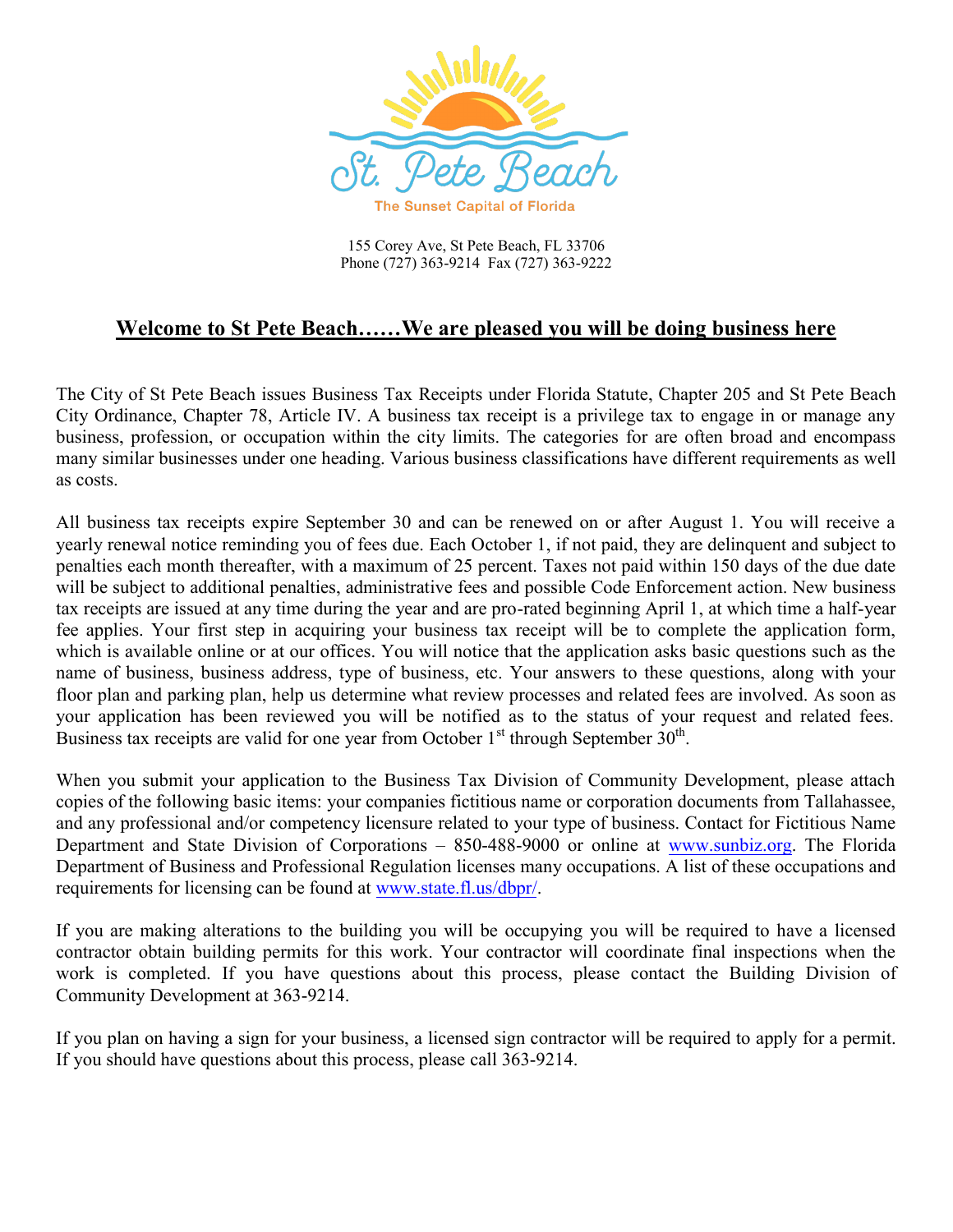St. Pete Beach

The Sunset Capital of Florida

155 Corey Ave, St Pete Beach, FL 33706
Phone (727) 363-9214 Fax (727) 363-9222

## Welcome to St Pete Beach……We are pleased you will be doing business here

The City of St Pete Beach issues Business Tax Receipts under Florida Statute, Chapter 205 and St Pete Beach City Ordinance, Chapter 78, Article IV. A business tax receipt is a privilege tax to engage in or manage any business, profession, or occupation within the city limits. The categories for are often broad and encompass many similar businesses under one heading. Various business classifications have different requirements as well as costs.

All business tax receipts expire September 30 and can be renewed on or after August 1. You will receive a yearly renewal notice reminding you of fees due. Each October 1, if not paid, they are delinquent and subject to penalties each month thereafter, with a maximum of 25 percent. Taxes not paid within 150 days of the due date will be subject to additional penalties, administrative fees and possible Code Enforcement action. New business tax receipts are issued at any time during the year and are pro-rated beginning April 1, at which time a half-year fee applies. Your first step in acquiring your business tax receipt will be to complete the application form, which is available online or at our offices. You will notice that the application asks basic questions such as the name of business, business address, type of business, etc. Your answers to these questions, along with your floor plan and parking plan, help us determine what review processes and related fees are involved. As soon as your application has been reviewed you will be notified as to the status of your request and related fees. Business tax receipts are valid for one year from October 1st through September 30th.

When you submit your application to the Business Tax Division of Community Development, please attach copies of the following basic items: your companies fictitious name or corporation documents from Tallahassee, and any professional and/or competency licensure related to your type of business. Contact for Fictitious Name Department and State Division of Corporations – 850-488-9000 or online at www.sunbiz.org. The Florida Department of Business and Professional Regulation licenses many occupations. A list of these occupations and requirements for licensing can be found at www.state.fl.us/dbpr/.

If you are making alterations to the building you will be occupying you will be required to have a licensed contractor obtain building permits for this work. Your contractor will coordinate final inspections when the work is completed. If you have questions about this process, please contact the Building Division of Community Development at 363-9214.

If you plan on having a sign for your business, a licensed sign contractor will be required to apply for a permit. If you should have questions about this process, please call 363-9214.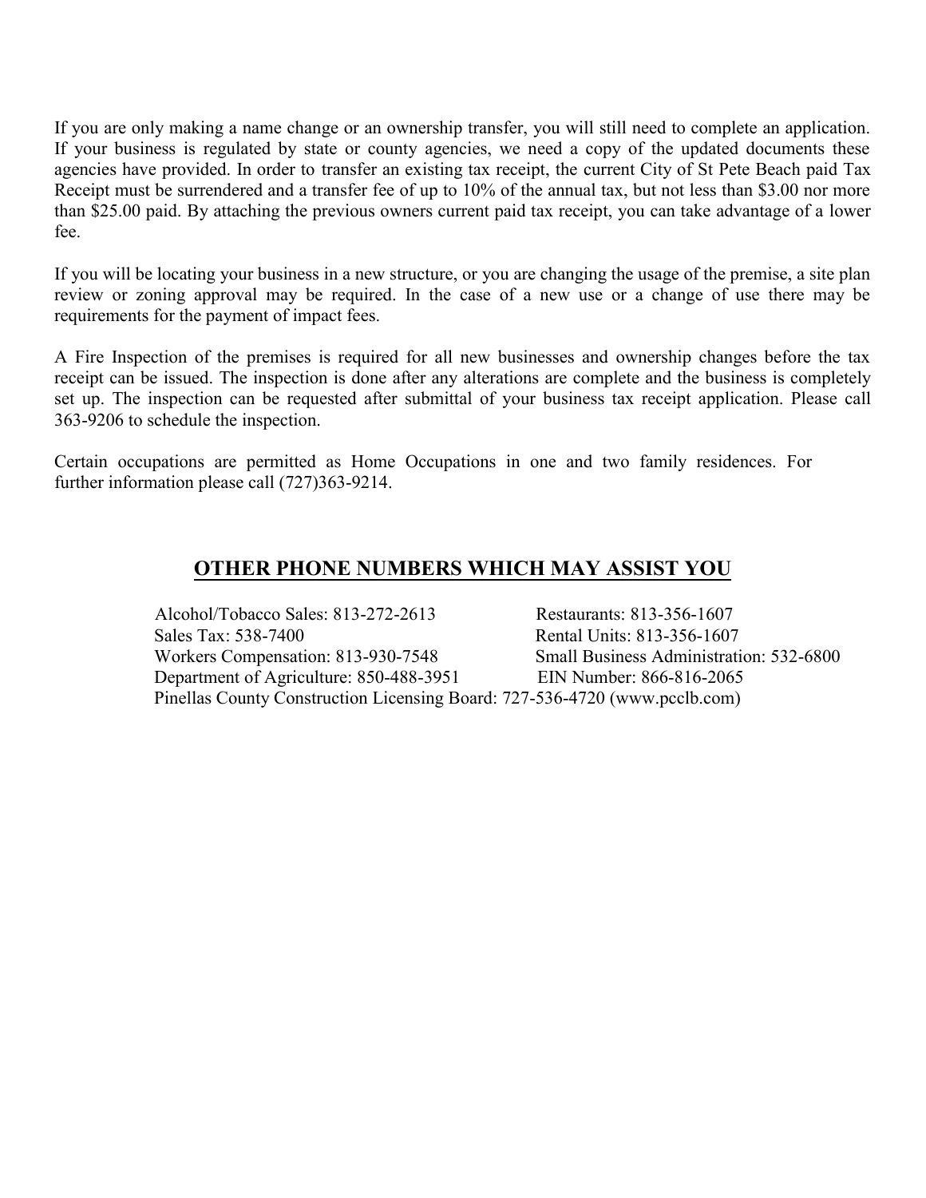If you are only making a name change or an ownership transfer, you will still need to complete an application. If your business is regulated by state or county agencies, we need a copy of the updated documents these agencies have provided. In order to transfer an existing tax receipt, the current City of St Pete Beach paid Tax Receipt must be surrendered and a transfer fee of up to 10% of the annual tax, but not less than $3.00 nor more than $25.00 paid. By attaching the previous owners current paid tax receipt, you can take advantage of a lower fee.

If you will be locating your business in a new structure, or you are changing the usage of the premise, a site plan review or zoning approval may be required. In the case of a new use or a change of use there may be requirements for the payment of impact fees.

A Fire Inspection of the premises is required for all new businesses and ownership changes before the tax receipt can be issued. The inspection is done after any alterations are complete and the business is completely set up. The inspection can be requested after submittal of your business tax receipt application. Please call 363-9206 to schedule the inspection.

Certain occupations are permitted as Home Occupations in one and two family residences. For further information please call (727)363-9214.

## OTHER PHONE NUMBERS WHICH MAY ASSIST YOU

Alcohol/Tobacco Sales: 813-272-2613

Restaurants: 813-356-1607

Sales Tax: 538-7400

Rental Units: 813-356-1607

Workers Compensation: 813-930-7548

Small Business Administration: 532-6800

Department of Agriculture: 850-488-3951

EIN Number: 866-816-2065

Pinellas County Construction Licensing Board: 727-536-4720 (www.pcclb.com)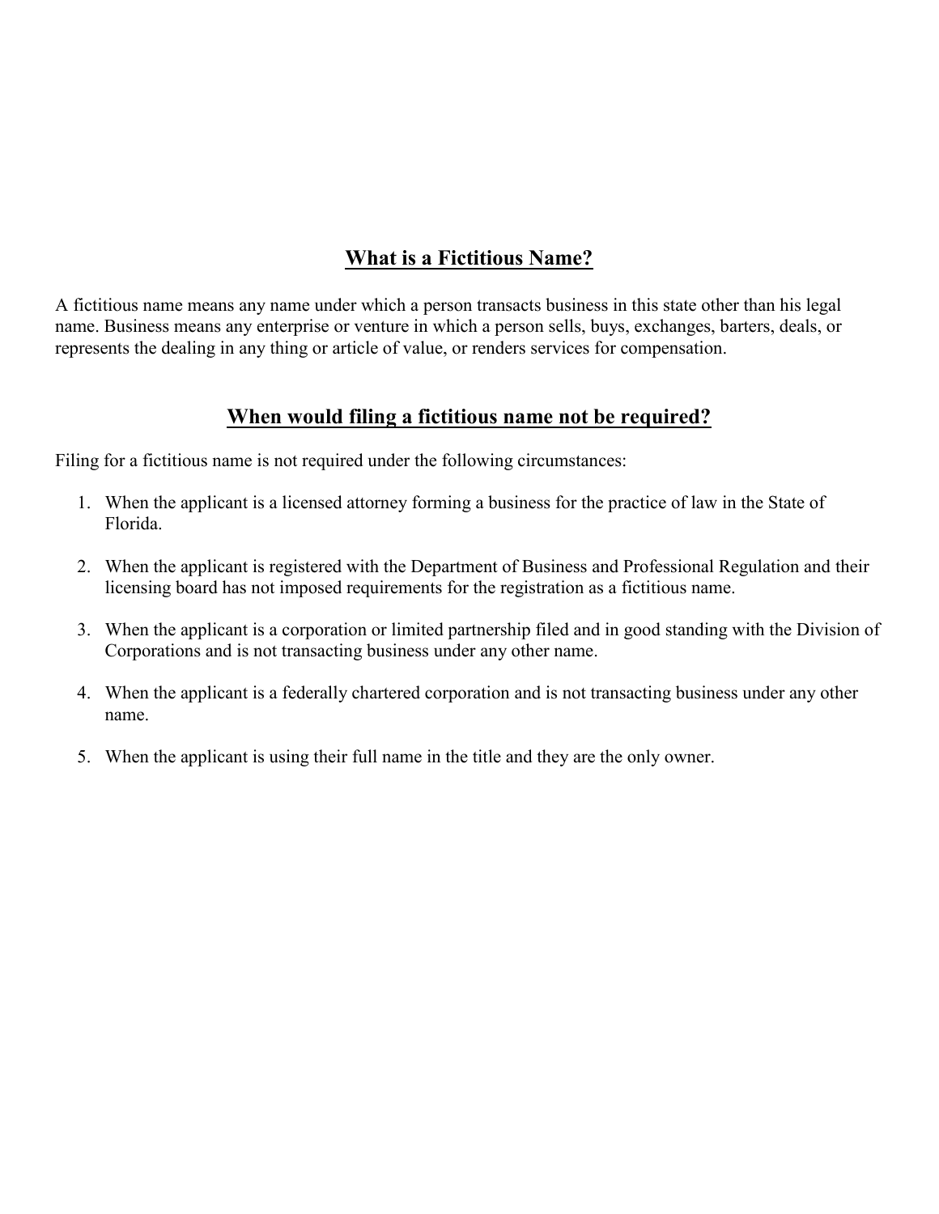## What is a Fictitious Name?

A fictitious name means any name under which a person transacts business in this state other than his legal name. Business means any enterprise or venture in which a person sells, buys, exchanges, barters, deals, or represents the dealing in any thing or article of value, or renders services for compensation.

## When would filing a fictitious name not be required?

Filing for a fictitious name is not required under the following circumstances:

1. When the applicant is a licensed attorney forming a business for the practice of law in the State of Florida.

2. When the applicant is registered with the Department of Business and Professional Regulation and their licensing board has not imposed requirements for the registration as a fictitious name.

3. When the applicant is a corporation or limited partnership filed and in good standing with the Division of Corporations and is not transacting business under any other name.

4. When the applicant is a federally chartered corporation and is not transacting business under any other name.

5. When the applicant is using their full name in the title and they are the only owner.